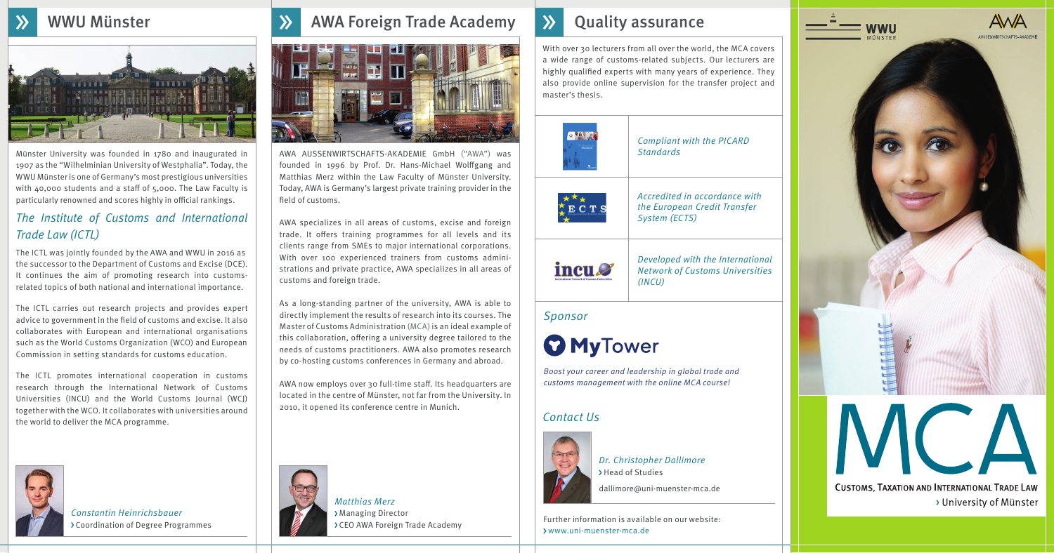## WWU Münster

Münster University was founded in 1780 and inaugurated in 1907 as the "Wilhelminian University of Westphalia". Today, the WWU Münster is one of Germany's most prestigious universities with 40,000 students and a staff of 5,000. The Law Faculty is particularly renowned and scores highly in official rankings.

### *The Institute of Customs and International Trade Law (ICTL)*

The ICTL was jointly founded by the AWA and WWU in 2016 as the successor to the Department of Customs and Excise (DCE). It continues the aim of promoting research into customs-related topics of both national and international importance.

The ICTL carries out research projects and provides expert advice to government in the field of customs and excise. It also collaborates with European and international organisations such as the World Customs Organization (WCO) and European Commission in setting standards for customs education.

The ICTL promotes international cooperation in customs research through the International Network of Customs Universities (INCU) and the World Customs Journal (WCJ) together with the WCO. It collaborates with universities around the world to deliver the MCA programme.

*Constantin Heinrichsbauer*
› Coordination of Degree Programmes

## AWA Foreign Trade Academy

AWA AUSSENWIRTSCHAFTS-AKADEMIE GmbH ("AWA") was founded in 1996 by Prof. Dr. Hans-Michael Wolffgang and Matthias Merz within the Law Faculty of Münster University. Today, AWA is Germany's largest private training provider in the field of customs.

AWA specializes in all areas of customs, excise and foreign trade. It offers training programmes for all levels and its clients range from SMEs to major international corporations. With over 100 experienced trainers from customs administrations and private practice, AWA specializes in all areas of customs and foreign trade.

As a long-standing partner of the university, AWA is able to directly implement the results of research into its courses. The Master of Customs Administration (MCA) is an ideal example of this collaboration, offering a university degree tailored to the needs of customs practitioners. AWA also promotes research by co-hosting customs conferences in Germany and abroad.

AWA now employs over 30 full-time staff. Its headquarters are located in the centre of Münster, not far from the University. In 2010, it opened its conference centre in Munich.

*Matthias Merz*
› Managing Director
› CEO AWA Foreign Trade Academy

## Quality assurance

With over 30 lecturers from all over the world, the MCA covers a wide range of customs-related subjects. Our lecturers are highly qualified experts with many years of experience. They also provide online supervision for the transfer project and master's thesis.

*Compliant with the PICARD Standards*

*Accredited in accordance with the European Credit Transfer System (ECTS)*

*Developed with the International Network of Customs Universities (INCU)*

### *Sponsor*

MyTower

*Boost your career and leadership in global trade and customs management with the online MCA course!*

### *Contact Us*

*Dr. Christopher Dallimore*
› Head of Studies

dallimore@uni-muenster-mca.de

Further information is available on our website:
› www.uni-muenster-mca.de

WWU MÜNSTER

AWA AUSSENWIRTSCHAFTS-AKADEMIE

# MCA

**CUSTOMS, TAXATION AND INTERNATIONAL TRADE LAW**
› University of Münster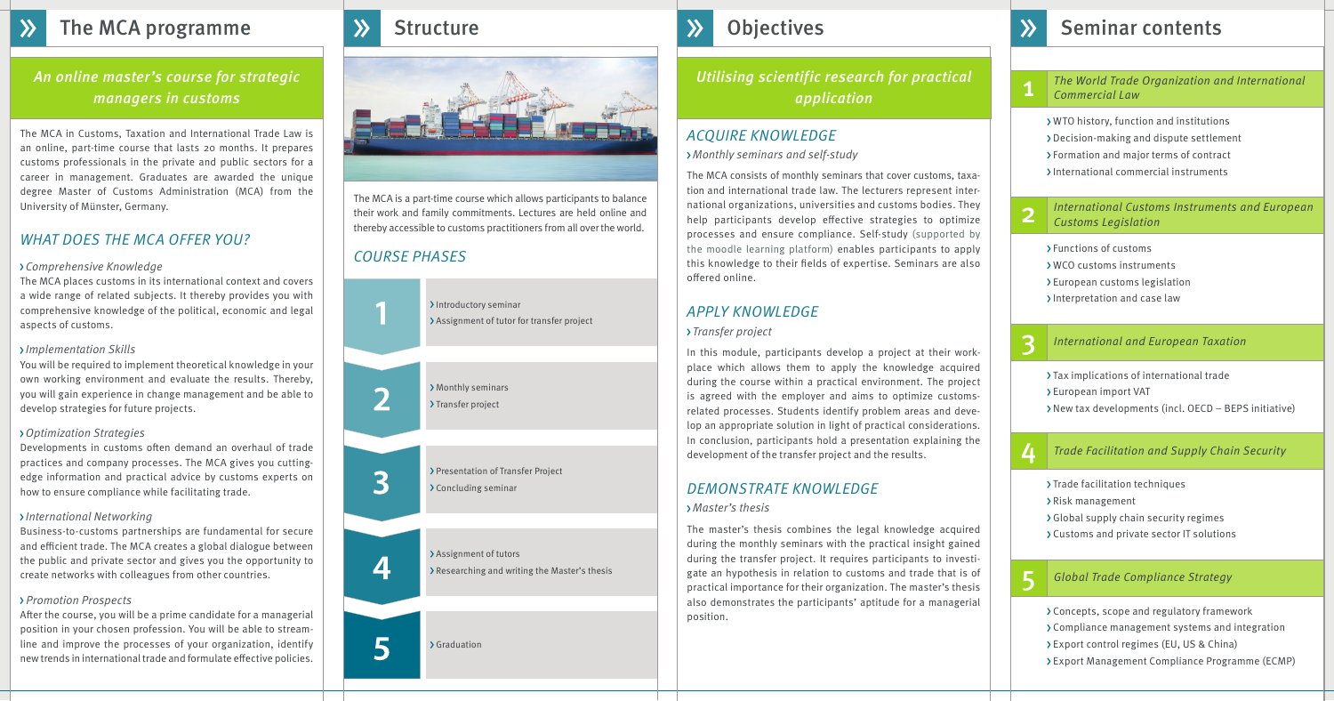## The MCA programme

### *An online master's course for strategic managers in customs*

The MCA in Customs, Taxation and International Trade Law is an online, part-time course that lasts 20 months. It prepares customs professionals in the private and public sectors for a career in management. Graduates are awarded the unique degree Master of Customs Administration (MCA) from the University of Münster, Germany.

### *WHAT DOES THE MCA OFFER YOU?*

› *Comprehensive Knowledge*

The MCA places customs in its international context and covers a wide range of related subjects. It thereby provides you with comprehensive knowledge of the political, economic and legal aspects of customs.

› *Implementation Skills*

You will be required to implement theoretical knowledge in your own working environment and evaluate the results. Thereby, you will gain experience in change management and be able to develop strategies for future projects.

› *Optimization Strategies*

Developments in customs often demand an overhaul of trade practices and company processes. The MCA gives you cutting-edge information and practical advice by customs experts on how to ensure compliance while facilitating trade.

› *International Networking*

Business-to-customs partnerships are fundamental for secure and efficient trade. The MCA creates a global dialogue between the public and private sector and gives you the opportunity to create networks with colleagues from other countries.

› *Promotion Prospects*

After the course, you will be a prime candidate for a managerial position in your chosen profession. You will be able to streamline and improve the processes of your organization, identify new trends in international trade and formulate effective policies.

## Structure

The MCA is a part-time course which allows participants to balance their work and family commitments. Lectures are held online and thereby accessible to customs practitioners from all over the world.

### *COURSE PHASES*

**1**
- › Introductory seminar
- › Assignment of tutor for transfer project

**2**
- › Monthly seminars
- › Transfer project

**3**
- › Presentation of Transfer Project
- › Concluding seminar

**4**
- › Assignment of tutors
- › Researching and writing the Master's thesis

**5**
- › Graduation

## Objectives

### *Utilising scientific research for practical application*

### *ACQUIRE KNOWLEDGE*

› *Monthly seminars and self-study*

The MCA consists of monthly seminars that cover customs, taxation and international trade law. The lecturers represent international organizations, universities and customs bodies. They help participants develop effective strategies to optimize processes and ensure compliance. Self-study (supported by the moodle learning platform) enables participants to apply this knowledge to their fields of expertise. Seminars are also offered online.

### *APPLY KNOWLEDGE*

› *Transfer project*

In this module, participants develop a project at their workplace which allows them to apply the knowledge acquired during the course within a practical environment. The project is agreed with the employer and aims to optimize customs-related processes. Students identify problem areas and develop an appropriate solution in light of practical considerations. In conclusion, participants hold a presentation explaining the development of the transfer project and the results.

### *DEMONSTRATE KNOWLEDGE*

› *Master's thesis*

The master's thesis combines the legal knowledge acquired during the monthly seminars with the practical insight gained during the transfer project. It requires participants to investigate an hypothesis in relation to customs and trade that is of practical importance for their organization. The master's thesis also demonstrates the participants' aptitude for a managerial position.

## Seminar contents

**1** *The World Trade Organization and International Commercial Law*
- › WTO history, function and institutions
- › Decision-making and dispute settlement
- › Formation and major terms of contract
- › International commercial instruments

**2** *International Customs Instruments and European Customs Legislation*
- › Functions of customs
- › WCO customs instruments
- › European customs legislation
- › Interpretation and case law

**3** *International and European Taxation*
- › Tax implications of international trade
- › European import VAT
- › New tax developments (incl. OECD – BEPS initiative)

**4** *Trade Facilitation and Supply Chain Security*
- › Trade facilitation techniques
- › Risk management
- › Global supply chain security regimes
- › Customs and private sector IT solutions

**5** *Global Trade Compliance Strategy*
- › Concepts, scope and regulatory framework
- › Compliance management systems and integration
- › Export control regimes (EU, US & China)
- › Export Management Compliance Programme (ECMP)